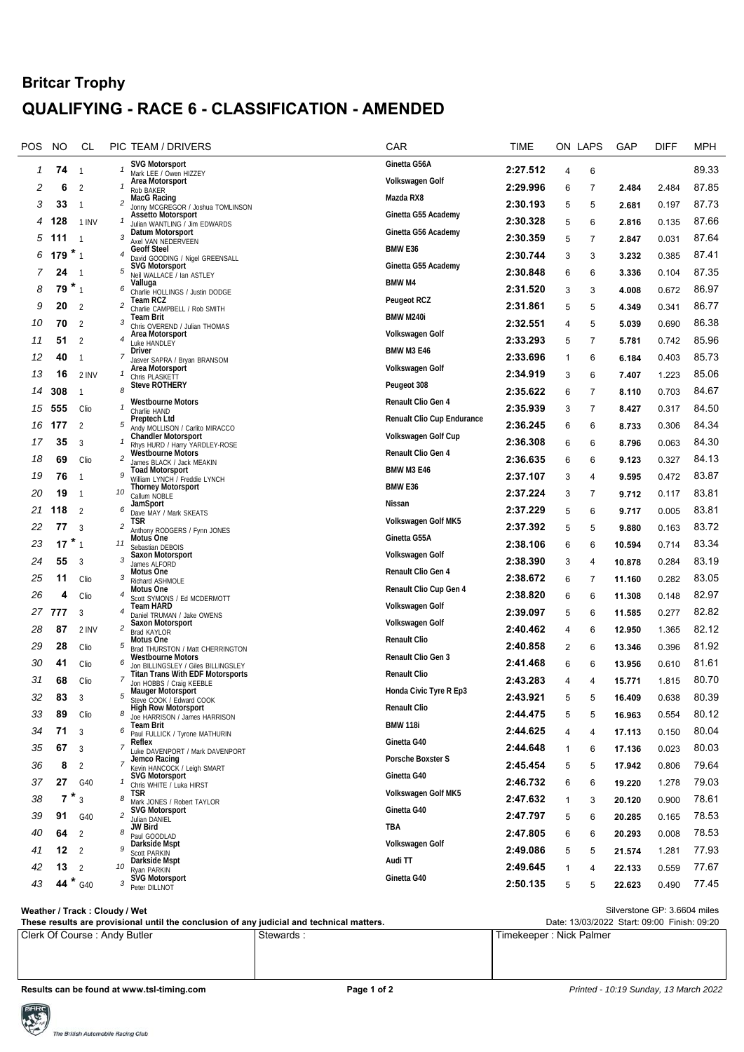## Britcar Trophy

# QUALIFYING - RACE 6 - CLASSIFICATION - AMENDED

| POS | NO | CL | PIC | TEAM / DRIVERS | CAR | TIME | ON | LAPS | GAP | DIFF | MPH |
|---|---|---|---|---|---|---|---|---|---|---|---|
| 1 | 74 | 1 | 1 | SVG Motorsport<br>Mark LEE / Owen HIZZEY | Ginetta G56A | 2:27.512 | 4 | 6 | | | 89.33 |
| 2 | 6 | 2 | 1 | Area Motorsport<br>Rob BAKER | Volkswagen Golf | 2:29.996 | 6 | 7 | 2.484 | 2.484 | 87.85 |
| 3 | 33 | 1 | 2 | MacG Racing<br>Jonny MCGREGOR / Joshua TOMLINSON | Mazda RX8 | 2:30.193 | 5 | 5 | 2.681 | 0.197 | 87.73 |
| 4 | 128 | 1 INV | 1 | Assetto Motorsport<br>Julian WANTLING / Jim EDWARDS | Ginetta G55 Academy | 2:30.328 | 5 | 6 | 2.816 | 0.135 | 87.66 |
| 5 | 111 | 1 | 3 | Datum Motorsport<br>Axel VAN NEDERVEEN | Ginetta G56 Academy | 2:30.359 | 5 | 7 | 2.847 | 0.031 | 87.64 |
| 6 | 179 * | 1 | 4 | Geoff Steel<br>David GOODING / Nigel GREENSALL | BMW E36 | 2:30.744 | 3 | 3 | 3.232 | 0.385 | 87.41 |
| 7 | 24 | 1 | 5 | SVG Motorsport<br>Neil WALLACE / Ian ASTLEY | Ginetta G55 Academy | 2:30.848 | 6 | 6 | 3.336 | 0.104 | 87.35 |
| 8 | 79 * | 1 | 6 | Valluga<br>Charlie HOLLINGS / Justin DODGE | BMW M4 | 2:31.520 | 3 | 3 | 4.008 | 0.672 | 86.97 |
| 9 | 20 | 2 | 2 | Team RCZ<br>Charlie CAMPBELL / Rob SMITH | Peugeot RCZ | 2:31.861 | 5 | 5 | 4.349 | 0.341 | 86.77 |
| 10 | 70 | 2 | 3 | Team Brit<br>Chris OVEREND / Julian THOMAS | BMW M240i | 2:32.551 | 4 | 5 | 5.039 | 0.690 | 86.38 |
| 11 | 51 | 2 | 4 | Area Motorsport<br>Luke HANDLEY | Volkswagen Golf | 2:33.293 | 5 | 7 | 5.781 | 0.742 | 85.96 |
| 12 | 40 | 1 | 7 | Driver<br>Jasver SAPRA / Bryan BRANSOM | BMW M3 E46 | 2:33.696 | 1 | 6 | 6.184 | 0.403 | 85.73 |
| 13 | 16 | 2 INV | 1 | Area Motorsport<br>Chris PLASKETT | Volkswagen Golf | 2:34.919 | 3 | 6 | 7.407 | 1.223 | 85.06 |
| 14 | 308 | 1 | 8 | Steve ROTHERY | Peugeot 308 | 2:35.622 | 6 | 7 | 8.110 | 0.703 | 84.67 |
| 15 | 555 | Clio | 1 | Westbourne Motors<br>Charlie HAND | Renault Clio Gen 4 | 2:35.939 | 3 | 7 | 8.427 | 0.317 | 84.50 |
| 16 | 177 | 2 | 5 | Preptech Ltd<br>Andy MOLLISON / Carlito MIRACCO | Renault Clio Cup Endurance | 2:36.245 | 6 | 6 | 8.733 | 0.306 | 84.34 |
| 17 | 35 | 3 | 1 | Chandler Motorsport<br>Rhys HURD / Harry YARDLEY-ROSE | Volkswagen Golf Cup | 2:36.308 | 6 | 6 | 8.796 | 0.063 | 84.30 |
| 18 | 69 | Clio | 2 | Westbourne Motors<br>James BLACK / Jack MEAKIN | Renault Clio Gen 4 | 2:36.635 | 6 | 6 | 9.123 | 0.327 | 84.13 |
| 19 | 76 | 1 | 9 | Toad Motorsport<br>William LYNCH / Freddie LYNCH | BMW M3 E46 | 2:37.107 | 3 | 4 | 9.595 | 0.472 | 83.87 |
| 20 | 19 | 1 | 10 | Thorney Motorsport<br>Callum NOBLE | BMW E36 | 2:37.224 | 3 | 7 | 9.712 | 0.117 | 83.81 |
| 21 | 118 | 2 | 6 | JamSport<br>Dave MAY / Mark SKEATS | Nissan | 2:37.229 | 5 | 6 | 9.717 | 0.005 | 83.81 |
| 22 | 77 | 3 | 2 | TSR<br>Anthony RODGERS / Fynn JONES | Volkswagen Golf MK5 | 2:37.392 | 5 | 5 | 9.880 | 0.163 | 83.72 |
| 23 | 17 * | 1 | 11 | Motus One<br>Sebastian DEBOIS | Ginetta G55A | 2:38.106 | 6 | 6 | 10.594 | 0.714 | 83.34 |
| 24 | 55 | 3 | 3 | Saxon Motorsport<br>James ALFORD | Volkswagen Golf | 2:38.390 | 3 | 4 | 10.878 | 0.284 | 83.19 |
| 25 | 11 | Clio | 3 | Motus One<br>Richard ASHMOLE | Renault Clio Gen 4 | 2:38.672 | 6 | 7 | 11.160 | 0.282 | 83.05 |
| 26 | 4 | Clio | 4 | Motus One<br>Scott SYMONS / Ed MCDERMOTT | Renault Clio Cup Gen 4 | 2:38.820 | 6 | 6 | 11.308 | 0.148 | 82.97 |
| 27 | 777 | 3 | 4 | Team HARD<br>Daniel TRUMAN / Jake OWENS | Volkswagen Golf | 2:39.097 | 5 | 6 | 11.585 | 0.277 | 82.82 |
| 28 | 87 | 2 INV | 2 | Saxon Motorsport<br>Brad KAYLOR | Volkswagen Golf | 2:40.462 | 4 | 6 | 12.950 | 1.365 | 82.12 |
| 29 | 28 | Clio | 5 | Motus One<br>Brad THURSTON / Matt CHERRINGTON | Renault Clio | 2:40.858 | 2 | 6 | 13.346 | 0.396 | 81.92 |
| 30 | 41 | Clio | 6 | Westbourne Motors<br>Jon BILLINGSLEY / Giles BILLINGSLEY | Renault Clio Gen 3 | 2:41.468 | 6 | 6 | 13.956 | 0.610 | 81.61 |
| 31 | 68 | Clio | 7 | Titan Trans With EDF Motorsports<br>Jon HOBBS / Craig KEEBLE | Renault Clio | 2:43.283 | 4 | 4 | 15.771 | 1.815 | 80.70 |
| 32 | 83 | 3 | 5 | Mauger Motorsport<br>Steve COOK / Edward COOK | Honda Civic Tyre R Ep3 | 2:43.921 | 5 | 5 | 16.409 | 0.638 | 80.39 |
| 33 | 89 | Clio | 8 | High Row Motorsport<br>Joe HARRISON / James HARRISON | Renault Clio | 2:44.475 | 5 | 5 | 16.963 | 0.554 | 80.12 |
| 34 | 71 | 3 | 6 | Team Brit<br>Paul FULLICK / Tyrone MATHURIN | BMW 118i | 2:44.625 | 4 | 4 | 17.113 | 0.150 | 80.04 |
| 35 | 67 | 3 | 7 | Reflex<br>Luke DAVENPORT / Mark DAVENPORT | Ginetta G40 | 2:44.648 | 1 | 6 | 17.136 | 0.023 | 80.03 |
| 36 | 8 | 2 | 7 | Jemco Racing<br>Kevin HANCOCK / Leigh SMART | Porsche Boxster S | 2:45.454 | 5 | 5 | 17.942 | 0.806 | 79.64 |
| 37 | 27 | G40 | 1 | SVG Motorsport<br>Chris WHITE / Luka HIRST | Ginetta G40 | 2:46.732 | 6 | 6 | 19.220 | 1.278 | 79.03 |
| 38 | 7 * | 3 | 8 | TSR<br>Mark JONES / Robert TAYLOR | Volkswagen Golf MK5 | 2:47.632 | 1 | 3 | 20.120 | 0.900 | 78.61 |
| 39 | 91 | G40 | 2 | SVG Motorsport<br>Julian DANIEL | Ginetta G40 | 2:47.797 | 5 | 6 | 20.285 | 0.165 | 78.53 |
| 40 | 64 | 2 | 8 | JW Bird<br>Paul GOODLAD | TBA | 2:47.805 | 6 | 6 | 20.293 | 0.008 | 78.53 |
| 41 | 12 | 2 | 9 | Darkside Mspt<br>Scott PARKIN | Volkswagen Golf | 2:49.086 | 5 | 5 | 21.574 | 1.281 | 77.93 |
| 42 | 13 | 2 | 10 | Darkside Mspt<br>Ryan PARKIN | Audi TT | 2:49.645 | 1 | 4 | 22.133 | 0.559 | 77.67 |
| 43 | 44 * | G40 | 3 | SVG Motorsport<br>Peter DILLNOT | Ginetta G40 | 2:50.135 | 5 | 5 | 22.623 | 0.490 | 77.45 |

**Weather / Track : Cloudy / Wet**

Silverstone GP: 3.6604 miles

**These results are provisional until the conclusion of any judicial and technical matters.**

Date: 13/03/2022 Start: 09:00 Finish: 09:20

| Clerk Of Course : Andy Butler | Stewards : | Timekeeper : Nick Palmer |
|---|---|---|

**Results can be found at www.tsl-timing.com**

*Printed - 10:19 Sunday, 13 March 2022*

The British Automobile Racing Club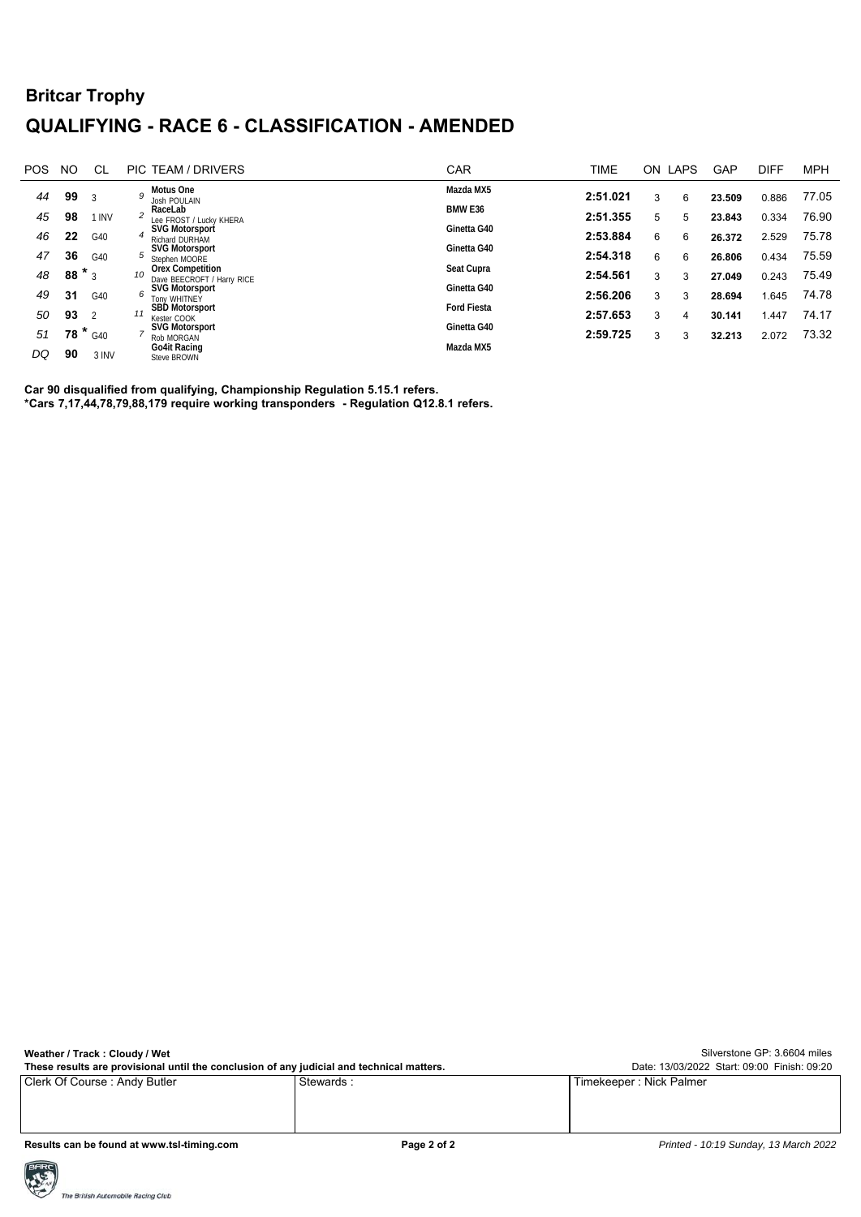## Britcar Trophy

## QUALIFYING - RACE 6 - CLASSIFICATION - AMENDED

| POS | NO | CL | PIC | TEAM / DRIVERS | CAR | TIME | ON | LAPS | GAP | DIFF | MPH |
|---|---|---|---|---|---|---|---|---|---|---|---|
| 44 | 99 | 3 | 9 | **Motus One** Josh POULAIN | Mazda MX5 | **2:51.021** | 3 | 6 | **23.509** | 0.886 | 77.05 |
| 45 | 98 | 1 INV | 2 | **RaceLab** Lee FROST / Lucky KHERA | BMW E36 | **2:51.355** | 5 | 5 | **23.843** | 0.334 | 76.90 |
| 46 | 22 | G40 | 4 | **SVG Motorsport** Richard DURHAM | Ginetta G40 | **2:53.884** | 6 | 6 | **26.372** | 2.529 | 75.78 |
| 47 | 36 | G40 | 5 | **SVG Motorsport** Stephen MOORE | Ginetta G40 | **2:54.318** | 6 | 6 | **26.806** | 0.434 | 75.59 |
| 48 | 88 * | 3 | 10 | **Orex Competition** Dave BEECROFT / Harry RICE | Seat Cupra | **2:54.561** | 3 | 3 | **27.049** | 0.243 | 75.49 |
| 49 | 31 | G40 | 6 | **SVG Motorsport** Tony WHITNEY | Ginetta G40 | **2:56.206** | 3 | 3 | **28.694** | 1.645 | 74.78 |
| 50 | 93 | 2 | 11 | **SBD Motorsport** Kester COOK | Ford Fiesta | **2:57.653** | 3 | 4 | **30.141** | 1.447 | 74.17 |
| 51 | 78 * | G40 | 7 | **SVG Motorsport** Rob MORGAN | Ginetta G40 | **2:59.725** | 3 | 3 | **32.213** | 2.072 | 73.32 |
| DQ | 90 | 3 INV | | **Go4it Racing** Steve BROWN | Mazda MX5 | | | | | | |

**Car 90 disqualified from qualifying, Championship Regulation 5.15.1 refers.**
***Cars 7,17,44,78,79,88,179 require working transponders - Regulation Q12.8.1 refers.**

**Weather / Track : Cloudy / Wet**
Silverstone GP: 3.6604 miles
**These results are provisional until the conclusion of any judicial and technical matters.**
Date: 13/03/2022 Start: 09:00 Finish: 09:20

| Clerk Of Course : Andy Butler | Stewards : | Timekeeper : Nick Palmer |
|---|---|---|

**Results can be found at www.tsl-timing.com**
*Printed - 10:19 Sunday, 13 March 2022*